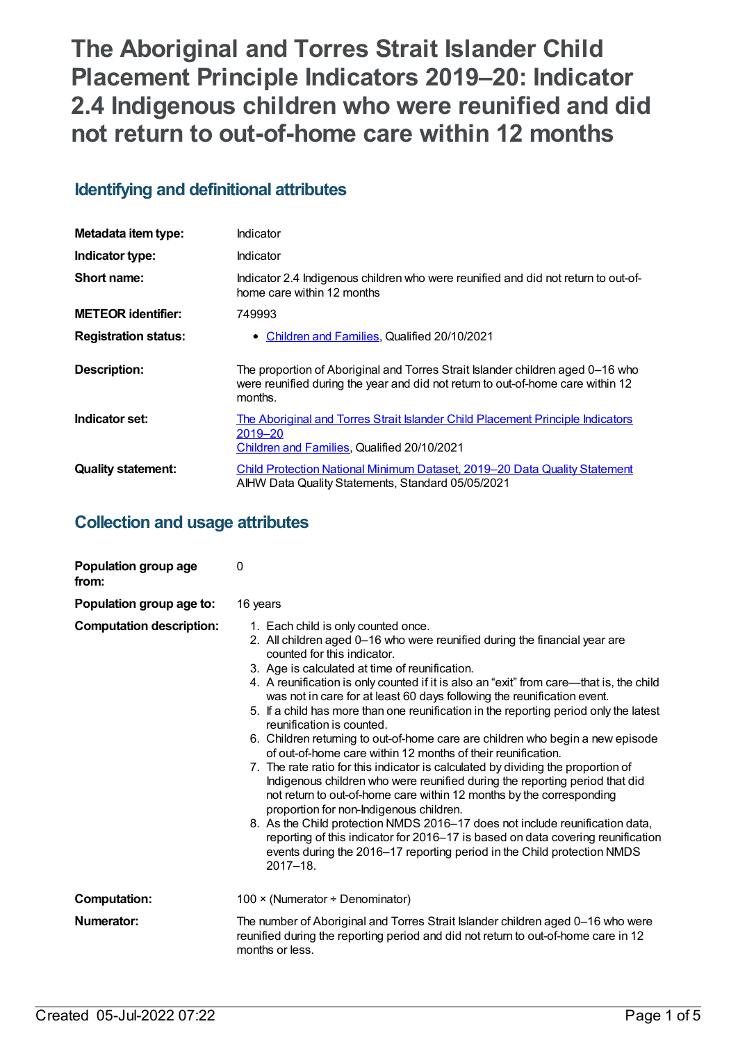# The Aboriginal and Torres Strait Islander Child Placement Principle Indicators 2019–20: Indicator 2.4 Indigenous children who were reunified and did not return to out-of-home care within 12 months

## Identifying and definitional attributes

| | |
|---|---|
| **Metadata item type:** | Indicator |
| **Indicator type:** | Indicator |
| **Short name:** | Indicator 2.4 Indigenous children who were reunified and did not return to out-of-home care within 12 months |
| **METEOR identifier:** | 749993 |
| **Registration status:** | • Children and Families, Qualified 20/10/2021 |
| **Description:** | The proportion of Aboriginal and Torres Strait Islander children aged 0–16 who were reunified during the year and did not return to out-of-home care within 12 months. |
| **Indicator set:** | The Aboriginal and Torres Strait Islander Child Placement Principle Indicators 2019–20<br>Children and Families, Qualified 20/10/2021 |
| **Quality statement:** | Child Protection National Minimum Dataset, 2019–20 Data Quality Statement<br>AIHW Data Quality Statements, Standard 05/05/2021 |

## Collection and usage attributes

| | |
|---|---|
| **Population group age from:** | 0 |
| **Population group age to:** | 16 years |
| **Computation description:** | 1. Each child is only counted once.<br>2. All children aged 0–16 who were reunified during the financial year are counted for this indicator.<br>3. Age is calculated at time of reunification.<br>4. A reunification is only counted if it is also an "exit" from care—that is, the child was not in care for at least 60 days following the reunification event.<br>5. If a child has more than one reunification in the reporting period only the latest reunification is counted.<br>6. Children returning to out-of-home care are children who begin a new episode of out-of-home care within 12 months of their reunification.<br>7. The rate ratio for this indicator is calculated by dividing the proportion of Indigenous children who were reunified during the reporting period that did not return to out-of-home care within 12 months by the corresponding proportion for non-Indigenous children.<br>8. As the Child protection NMDS 2016–17 does not include reunification data, reporting of this indicator for 2016–17 is based on data covering reunification events during the 2016–17 reporting period in the Child protection NMDS 2017–18. |
| **Computation:** | 100 × (Numerator ÷ Denominator) |
| **Numerator:** | The number of Aboriginal and Torres Strait Islander children aged 0–16 who were reunified during the reporting period and did not return to out-of-home care in 12 months or less. |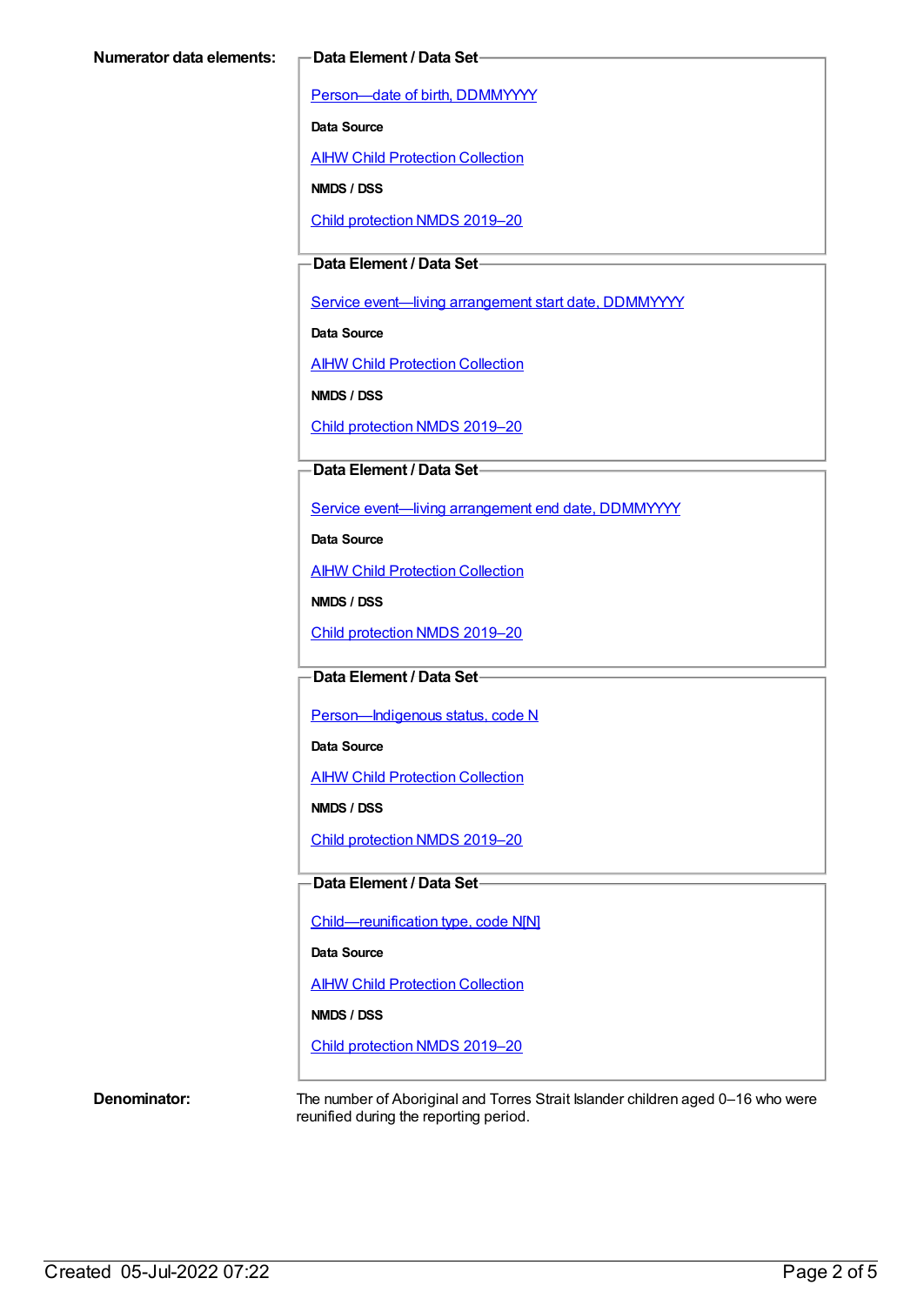**Numerator data elements:**

**Data Element / Data Set**

Person—date of birth, DDMMYYYY

**Data Source**

AIHW Child Protection Collection

**NMDS / DSS**

Child protection NMDS 2019–20

**Data Element / Data Set**

Service event—living arrangement start date, DDMMYYYY

**Data Source**

AIHW Child Protection Collection

**NMDS / DSS**

Child protection NMDS 2019–20

**Data Element / Data Set**

Service event—living arrangement end date, DDMMYYYY

**Data Source**

AIHW Child Protection Collection

**NMDS / DSS**

Child protection NMDS 2019–20

**Data Element / Data Set**

Person—Indigenous status, code N

**Data Source**

AIHW Child Protection Collection

**NMDS / DSS**

Child protection NMDS 2019–20

**Data Element / Data Set**

Child—reunification type, code N[N]

**Data Source**

AIHW Child Protection Collection

**NMDS / DSS**

Child protection NMDS 2019–20

**Denominator:**

The number of Aboriginal and Torres Strait Islander children aged 0–16 who were reunified during the reporting period.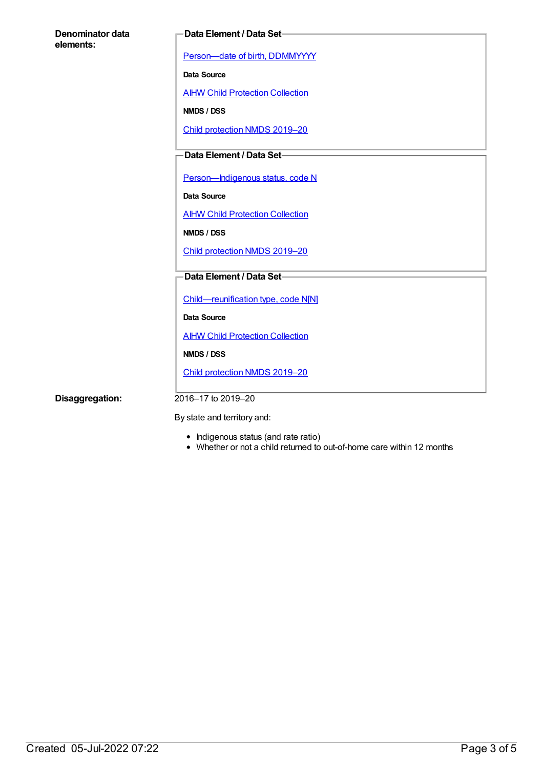**Denominator data elements:**

**Data Element / Data Set**

[Person—date of birth, DDMMYYYY]

**Data Source**

[AIHW Child Protection Collection]

**NMDS / DSS**

[Child protection NMDS 2019–20]

**Data Element / Data Set**

[Person—Indigenous status, code N]

**Data Source**

[AIHW Child Protection Collection]

**NMDS / DSS**

[Child protection NMDS 2019–20]

**Data Element / Data Set**

[Child—reunification type, code N[N]]

**Data Source**

[AIHW Child Protection Collection]

**NMDS / DSS**

[Child protection NMDS 2019–20]

**Disaggregation:**

2016–17 to 2019–20

By state and territory and:

- Indigenous status (and rate ratio)
- Whether or not a child returned to out-of-home care within 12 months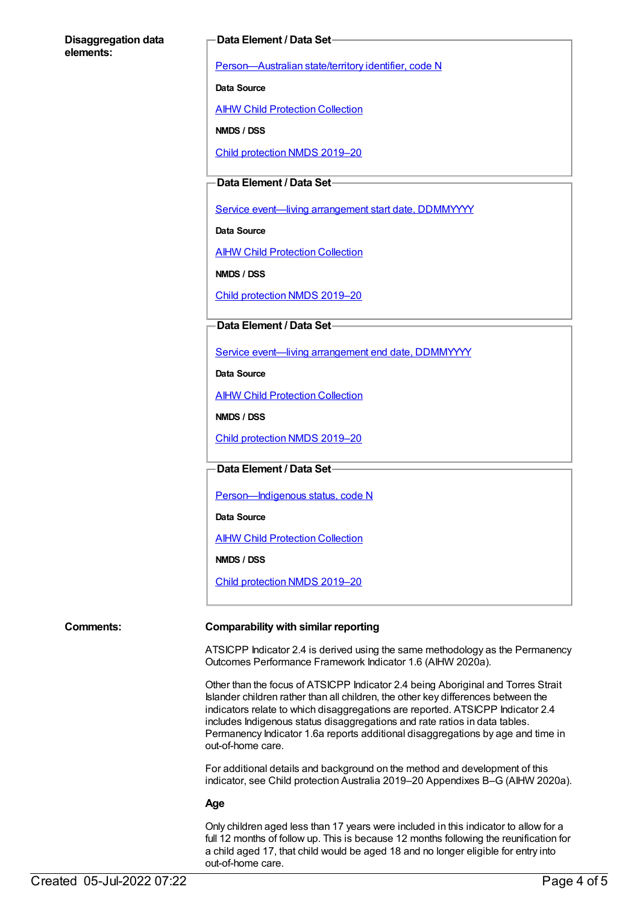**Disaggregation data elements:**

**Data Element / Data Set**

Person—Australian state/territory identifier, code N

**Data Source**

AIHW Child Protection Collection

**NMDS / DSS**

Child protection NMDS 2019–20

**Data Element / Data Set**

Service event—living arrangement start date, DDMMYYYY

**Data Source**

AIHW Child Protection Collection

**NMDS / DSS**

Child protection NMDS 2019–20

**Data Element / Data Set**

Service event—living arrangement end date, DDMMYYYY

**Data Source**

AIHW Child Protection Collection

**NMDS / DSS**

Child protection NMDS 2019–20

**Data Element / Data Set**

Person—Indigenous status, code N

**Data Source**

AIHW Child Protection Collection

**NMDS / DSS**

Child protection NMDS 2019–20

**Comments:**

**Comparability with similar reporting**

ATSICPP Indicator 2.4 is derived using the same methodology as the Permanency Outcomes Performance Framework Indicator 1.6 (AIHW 2020a).

Other than the focus of ATSICPP Indicator 2.4 being Aboriginal and Torres Strait Islander children rather than all children, the other key differences between the indicators relate to which disaggregations are reported. ATSICPP Indicator 2.4 includes Indigenous status disaggregations and rate ratios in data tables. Permanency Indicator 1.6a reports additional disaggregations by age and time in out-of-home care.

For additional details and background on the method and development of this indicator, see Child protection Australia 2019–20 Appendixes B–G (AIHW 2020a).

**Age**

Only children aged less than 17 years were included in this indicator to allow for a full 12 months of follow up. This is because 12 months following the reunification for a child aged 17, that child would be aged 18 and no longer eligible for entry into out-of-home care.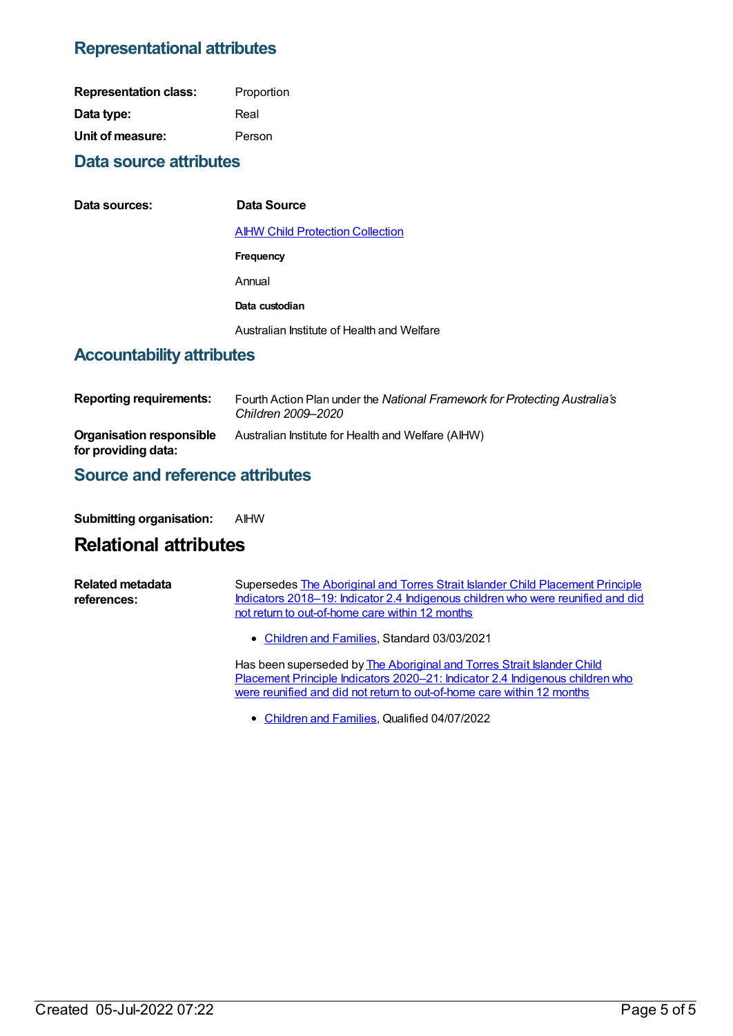## Representational attributes

**Representation class:** Proportion

**Data type:** Real

**Unit of measure:** Person

## Data source attributes

**Data sources:**

**Data Source**

AIHW Child Protection Collection

**Frequency**

Annual

**Data custodian**

Australian Institute of Health and Welfare

## Accountability attributes

**Reporting requirements:** Fourth Action Plan under the *National Framework for Protecting Australia's Children 2009–2020*

**Organisation responsible for providing data:** Australian Institute for Health and Welfare (AIHW)

## Source and reference attributes

**Submitting organisation:** AIHW

# Relational attributes

**Related metadata references:**

Supersedes The Aboriginal and Torres Strait Islander Child Placement Principle Indicators 2018–19: Indicator 2.4 Indigenous children who were reunified and did not return to out-of-home care within 12 months

- Children and Families, Standard 03/03/2021

Has been superseded by The Aboriginal and Torres Strait Islander Child Placement Principle Indicators 2020–21: Indicator 2.4 Indigenous children who were reunified and did not return to out-of-home care within 12 months

- Children and Families, Qualified 04/07/2022